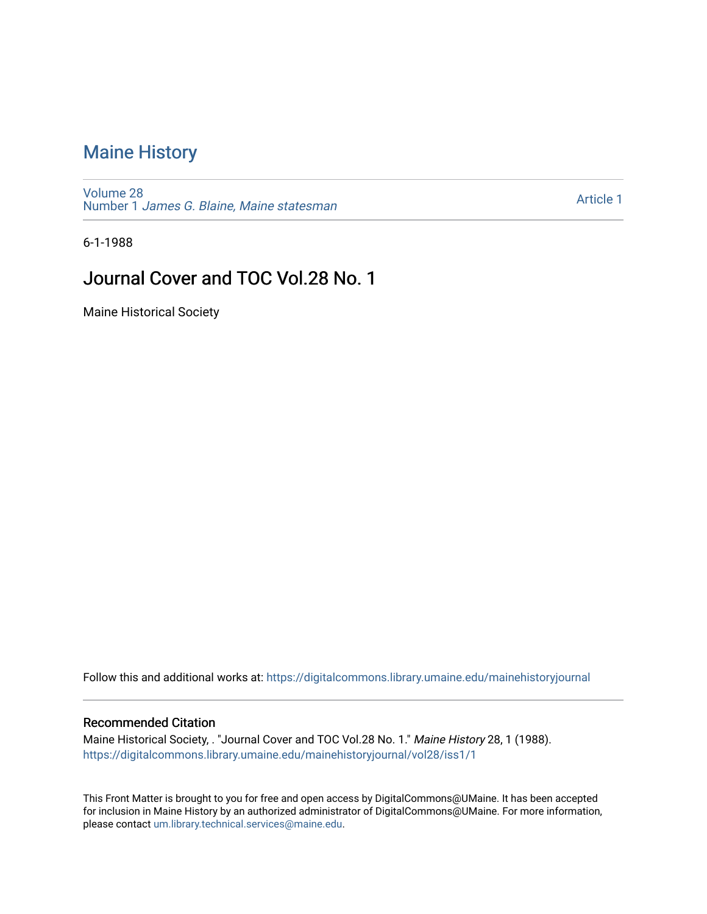# Maine History

Volume 28
Number 1 *James G. Blaine, Maine statesman*

Article 1

6-1-1988

## Journal Cover and TOC Vol.28 No. 1

Maine Historical Society

Follow this and additional works at: https://digitalcommons.library.umaine.edu/mainehistoryjournal

### Recommended Citation

Maine Historical Society, . "Journal Cover and TOC Vol.28 No. 1." *Maine History* 28, 1 (1988).
https://digitalcommons.library.umaine.edu/mainehistoryjournal/vol28/iss1/1

This Front Matter is brought to you for free and open access by DigitalCommons@UMaine. It has been accepted for inclusion in Maine History by an authorized administrator of DigitalCommons@UMaine. For more information, please contact um.library.technical.services@maine.edu.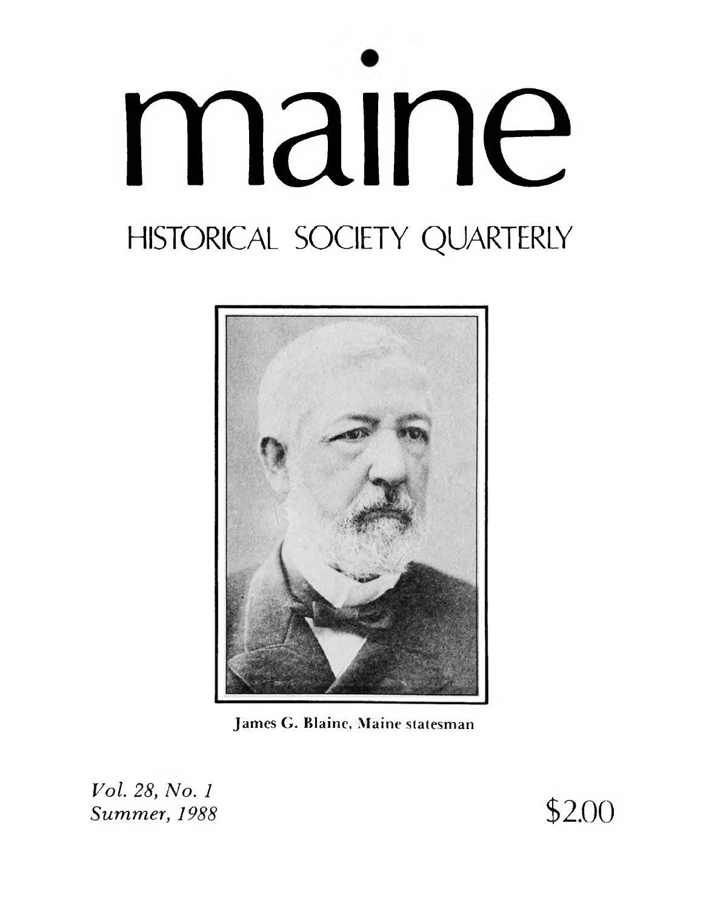# maine

## HISTORICAL SOCIETY QUARTERLY

James G. Blaine, Maine statesman

*Vol. 28, No. 1*
*Summer, 1988*

$2.00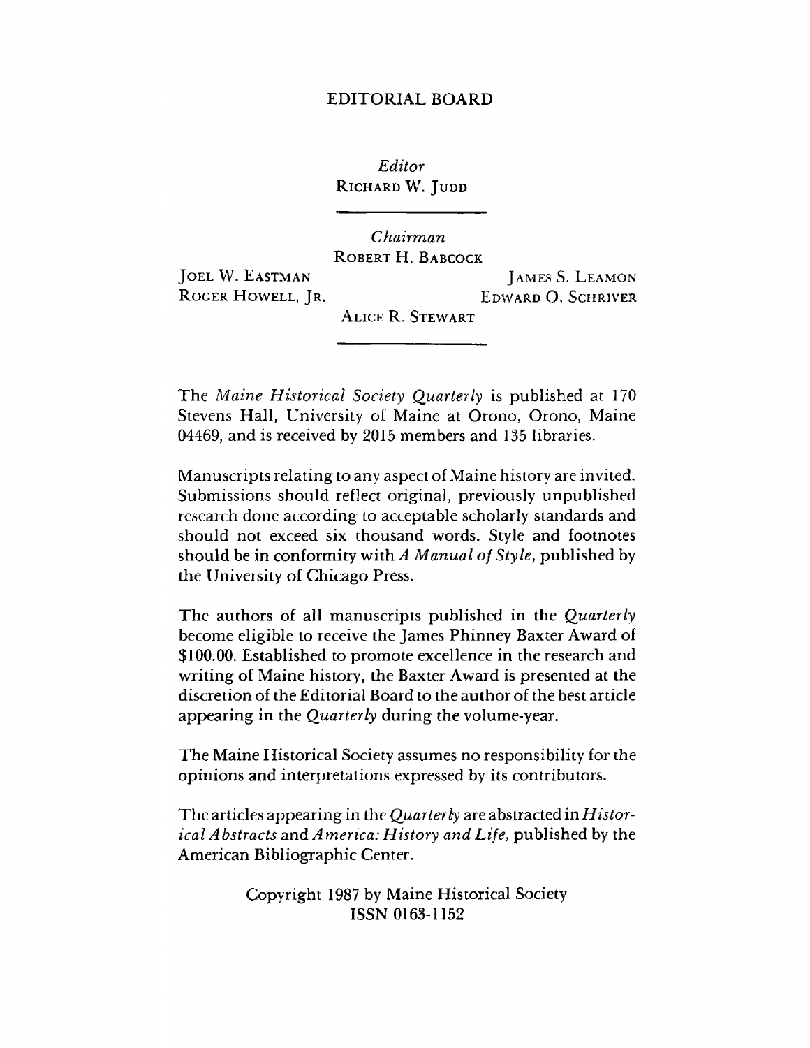## EDITORIAL BOARD

*Editor*
RICHARD W. JUDD

*Chairman*
ROBERT H. BABCOCK

JOEL W. EASTMAN
JAMES S. LEAMON
ROGER HOWELL, JR.
EDWARD O. SCHRIVER
ALICE R. STEWART

The *Maine Historical Society Quarterly* is published at 170 Stevens Hall, University of Maine at Orono, Orono, Maine 04469, and is received by 2015 members and 135 libraries.

Manuscripts relating to any aspect of Maine history are invited. Submissions should reflect original, previously unpublished research done according to acceptable scholarly standards and should not exceed six thousand words. Style and footnotes should be in conformity with *A Manual of Style,* published by the University of Chicago Press.

The authors of all manuscripts published in the *Quarterly* become eligible to receive the James Phinney Baxter Award of $100.00. Established to promote excellence in the research and writing of Maine history, the Baxter Award is presented at the discretion of the Editorial Board to the author of the best article appearing in the *Quarterly* during the volume-year.

The Maine Historical Society assumes no responsibility for the opinions and interpretations expressed by its contributors.

The articles appearing in the *Quarterly* are abstracted in *Historical Abstracts* and *America: History and Life,* published by the American Bibliographic Center.

Copyright 1987 by Maine Historical Society
ISSN 0163-1152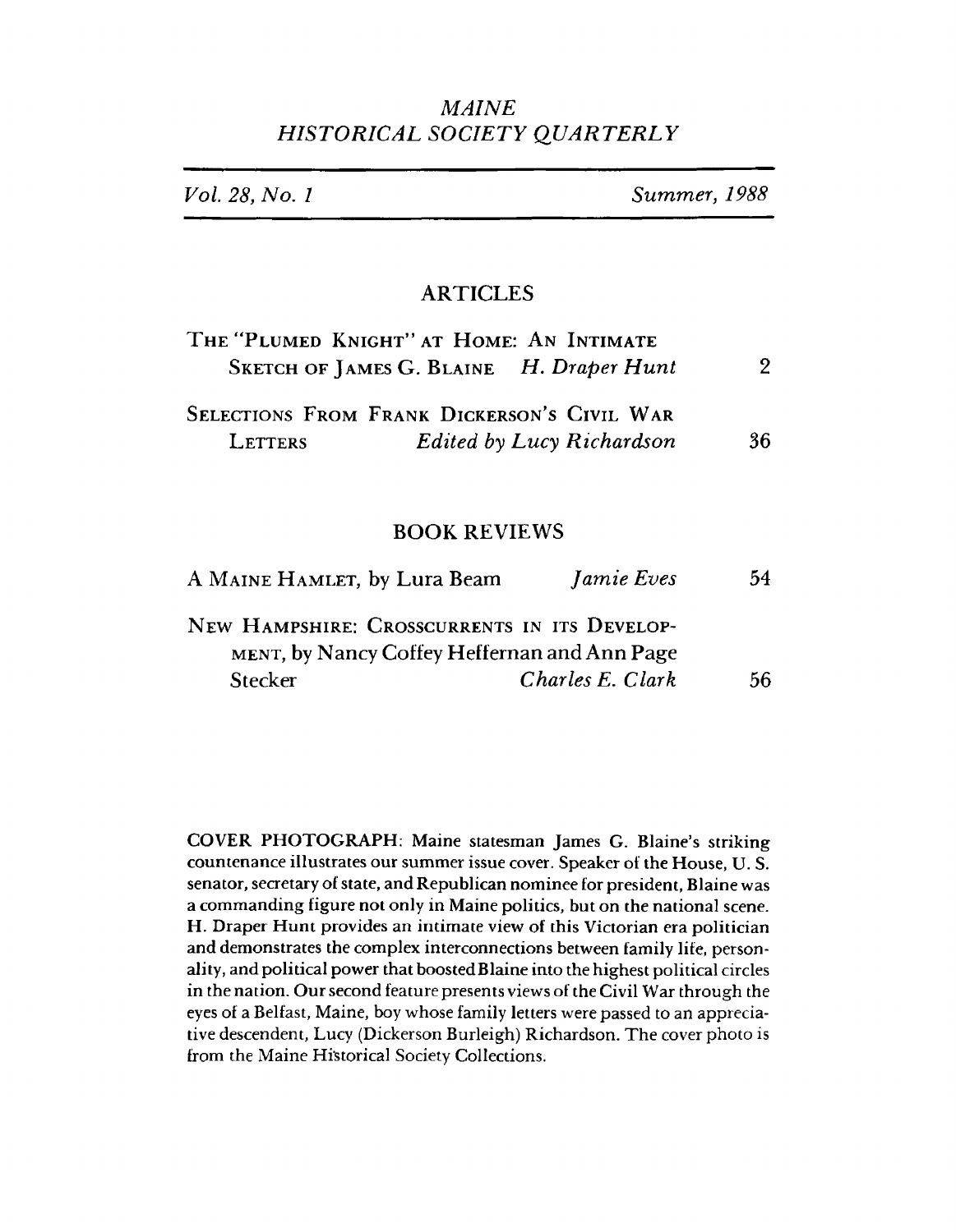# *MAINE HISTORICAL SOCIETY QUARTERLY*

*Vol. 28, No. 1* *Summer, 1988*

## ARTICLES

| | | |
|---|---|---|
| THE "PLUMED KNIGHT" AT HOME: AN INTIMATE SKETCH OF JAMES G. BLAINE | *H. Draper Hunt* | 2 |
| SELECTIONS FROM FRANK DICKERSON'S CIVIL WAR LETTERS | *Edited by Lucy Richardson* | 36 |

## BOOK REVIEWS

| | | |
|---|---|---|
| A MAINE HAMLET, by Lura Beam | *Jamie Eves* | 54 |
| NEW HAMPSHIRE: CROSSCURRENTS IN ITS DEVELOPMENT, by Nancy Coffey Heffernan and Ann Page Stecker | *Charles E. Clark* | 56 |

COVER PHOTOGRAPH: Maine statesman James G. Blaine's striking countenance illustrates our summer issue cover. Speaker of the House, U. S. senator, secretary of state, and Republican nominee for president, Blaine was a commanding figure not only in Maine politics, but on the national scene. H. Draper Hunt provides an intimate view of this Victorian era politician and demonstrates the complex interconnections between family life, personality, and political power that boosted Blaine into the highest political circles in the nation. Our second feature presents views of the Civil War through the eyes of a Belfast, Maine, boy whose family letters were passed to an appreciative descendent, Lucy (Dickerson Burleigh) Richardson. The cover photo is from the Maine Historical Society Collections.